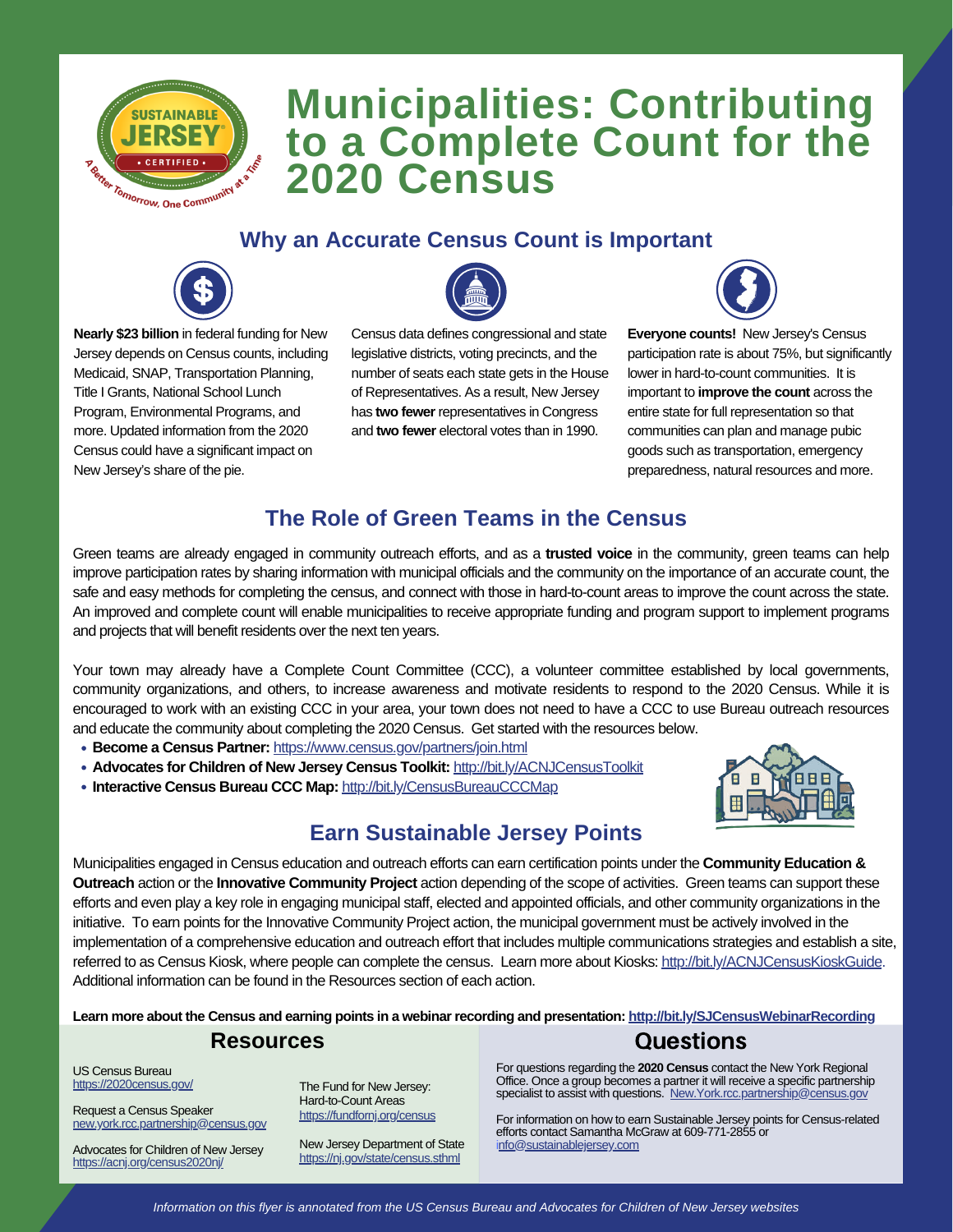# Municipalities: Contributing to a Complete Count for the 2020 Census

## Why an Accurate Census Count is Important

**Nearly $23 billion** in federal funding for New Jersey depends on Census counts, including Medicaid, SNAP, Transportation Planning, Title I Grants, National School Lunch Program, Environmental Programs, and more. Updated information from the 2020 Census could have a significant impact on New Jersey's share of the pie.

Census data defines congressional and state legislative districts, voting precincts, and the number of seats each state gets in the House of Representatives. As a result, New Jersey has **two fewer** representatives in Congress and **two fewer** electoral votes than in 1990.

**Everyone counts!** New Jersey's Census participation rate is about 75%, but significantly lower in hard-to-count communities. It is important to **improve the count** across the entire state for full representation so that communities can plan and manage pubic goods such as transportation, emergency preparedness, natural resources and more.

## The Role of Green Teams in the Census

Green teams are already engaged in community outreach efforts, and as a **trusted voice** in the community, green teams can help improve participation rates by sharing information with municipal officials and the community on the importance of an accurate count, the safe and easy methods for completing the census, and connect with those in hard-to-count areas to improve the count across the state. An improved and complete count will enable municipalities to receive appropriate funding and program support to implement programs and projects that will benefit residents over the next ten years.

Your town may already have a Complete Count Committee (CCC), a volunteer committee established by local governments, community organizations, and others, to increase awareness and motivate residents to respond to the 2020 Census. While it is encouraged to work with an existing CCC in your area, your town does not need to have a CCC to use Bureau outreach resources and educate the community about completing the 2020 Census. Get started with the resources below.

- **Become a Census Partner:** https://www.census.gov/partners/join.html
- **Advocates for Children of New Jersey Census Toolkit:** http://bit.ly/ACNJCensusToolkit
- **Interactive Census Bureau CCC Map:** http://bit.ly/CensusBureauCCCMap

## Earn Sustainable Jersey Points

Municipalities engaged in Census education and outreach efforts can earn certification points under the **Community Education & Outreach** action or the **Innovative Community Project** action depending of the scope of activities. Green teams can support these efforts and even play a key role in engaging municipal staff, elected and appointed officials, and other community organizations in the initiative. To earn points for the Innovative Community Project action, the municipal government must be actively involved in the implementation of a comprehensive education and outreach effort that includes multiple communications strategies and establish a site, referred to as Census Kiosk, where people can complete the census. Learn more about Kiosks: http://bit.ly/ACNJCensusKioskGuide. Additional information can be found in the Resources section of each action.

**Learn more about the Census and earning points in a webinar recording and presentation: http://bit.ly/SJCensusWebinarRecording**

## Resources

US Census Bureau
https://2020census.gov/

Request a Census Speaker
new.york.rcc.partnership@census.gov

Advocates for Children of New Jersey
https://acnj.org/census2020nj/

The Fund for New Jersey: Hard-to-Count Areas
https://fundfornj.org/census

New Jersey Department of State
https://nj.gov/state/census.shtml

## Questions

For questions regarding the **2020 Census** contact the New York Regional Office. Once a group becomes a partner it will receive a specific partnership specialist to assist with questions. New.York.rcc.partnership@census.gov

For information on how to earn Sustainable Jersey points for Census-related efforts contact Samantha McGraw at 609-771-2855 or info@sustainablejersey.com

*Information on this flyer is annotated from the US Census Bureau and Advocates for Children of New Jersey websites*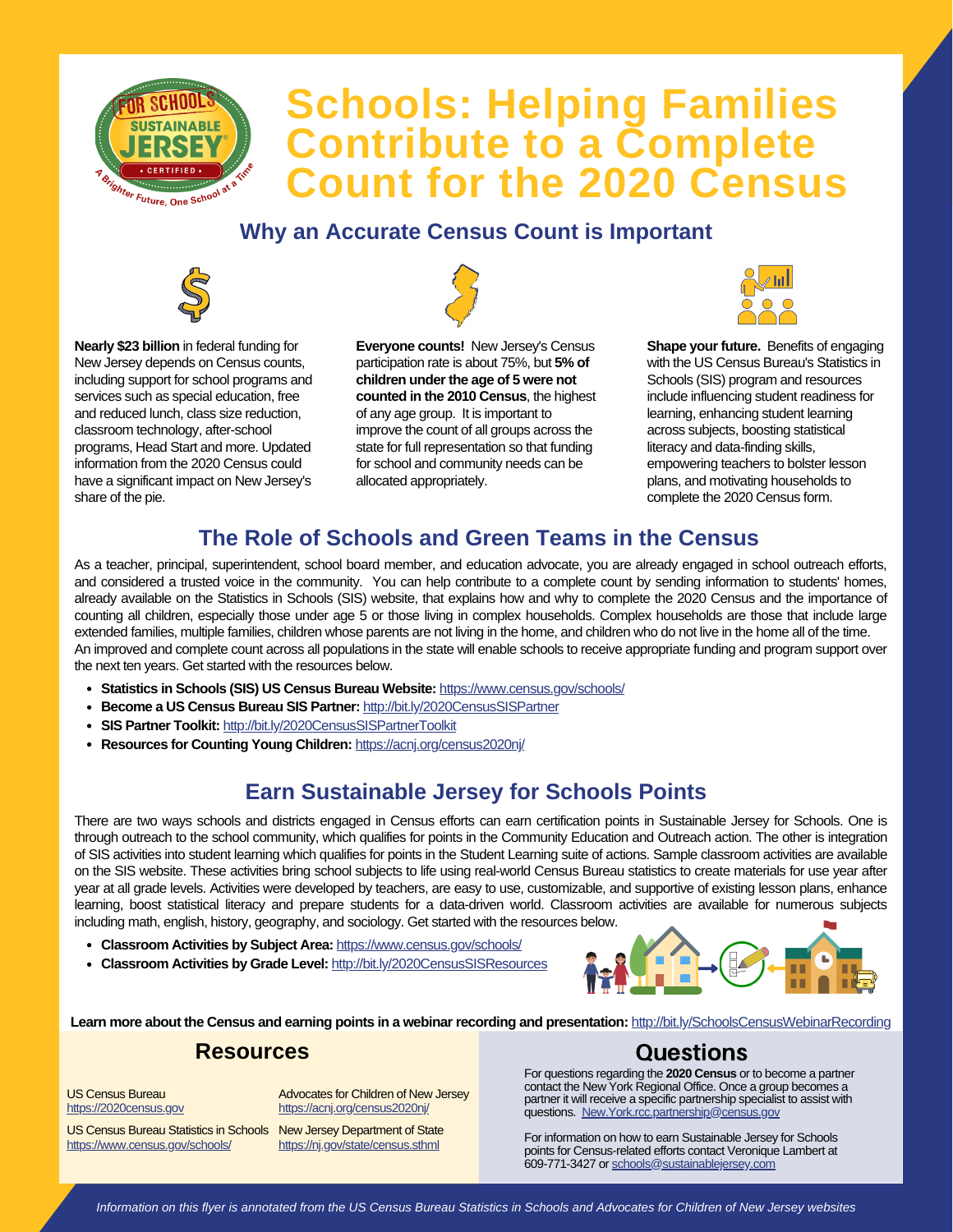# Schools: Helping Families Contribute to a Complete Count for the 2020 Census

## Why an Accurate Census Count is Important

**Nearly $23 billion** in federal funding for New Jersey depends on Census counts, including support for school programs and services such as special education, free and reduced lunch, class size reduction, classroom technology, after-school programs, Head Start and more. Updated information from the 2020 Census could have a significant impact on New Jersey's share of the pie.

**Everyone counts!** New Jersey's Census participation rate is about 75%, but **5% of children under the age of 5 were not counted in the 2010 Census**, the highest of any age group. It is important to improve the count of all groups across the state for full representation so that funding for school and community needs can be allocated appropriately.

**Shape your future.** Benefits of engaging with the US Census Bureau's Statistics in Schools (SIS) program and resources include influencing student readiness for learning, enhancing student learning across subjects, boosting statistical literacy and data-finding skills, empowering teachers to bolster lesson plans, and motivating households to complete the 2020 Census form.

## The Role of Schools and Green Teams in the Census

As a teacher, principal, superintendent, school board member, and education advocate, you are already engaged in school outreach efforts, and considered a trusted voice in the community. You can help contribute to a complete count by sending information to students' homes, already available on the Statistics in Schools (SIS) website, that explains how and why to complete the 2020 Census and the importance of counting all children, especially those under age 5 or those living in complex households. Complex households are those that include large extended families, multiple families, children whose parents are not living in the home, and children who do not live in the home all of the time. An improved and complete count across all populations in the state will enable schools to receive appropriate funding and program support over the next ten years. Get started with the resources below.

- **Statistics in Schools (SIS) US Census Bureau Website:** https://www.census.gov/schools/
- **Become a US Census Bureau SIS Partner:** http://bit.ly/2020CensusSISPartner
- **SIS Partner Toolkit:** http://bit.ly/2020CensusSISPartnerToolkit
- **Resources for Counting Young Children:** https://acnj.org/census2020nj/

## Earn Sustainable Jersey for Schools Points

There are two ways schools and districts engaged in Census efforts can earn certification points in Sustainable Jersey for Schools. One is through outreach to the school community, which qualifies for points in the Community Education and Outreach action. The other is integration of SIS activities into student learning which qualifies for points in the Student Learning suite of actions. Sample classroom activities are available on the SIS website. These activities bring school subjects to life using real-world Census Bureau statistics to create materials for use year after year at all grade levels. Activities were developed by teachers, are easy to use, customizable, and supportive of existing lesson plans, enhance learning, boost statistical literacy and prepare students for a data-driven world. Classroom activities are available for numerous subjects including math, english, history, geography, and sociology. Get started with the resources below.

- **Classroom Activities by Subject Area:** https://www.census.gov/schools/
- **Classroom Activities by Grade Level:** http://bit.ly/2020CensusSISResources

**Learn more about the Census and earning points in a webinar recording and presentation:** http://bit.ly/SchoolsCensusWebinarRecording

## Resources

US Census Bureau
https://2020census.gov

US Census Bureau Statistics in Schools
https://www.census.gov/schools/

Advocates for Children of New Jersey
https://acnj.org/census2020nj/

New Jersey Department of State
https://nj.gov/state/census.shtml

## Questions

For questions regarding the **2020 Census** or to become a partner contact the New York Regional Office. Once a group becomes a partner it will receive a specific partnership specialist to assist with questions. New.York.rcc.partnership@census.gov

For information on how to earn Sustainable Jersey for Schools points for Census-related efforts contact Veronique Lambert at 609-771-3427 or schools@sustainablejersey.com

*Information on this flyer is annotated from the US Census Bureau Statistics in Schools and Advocates for Children of New Jersey websites*